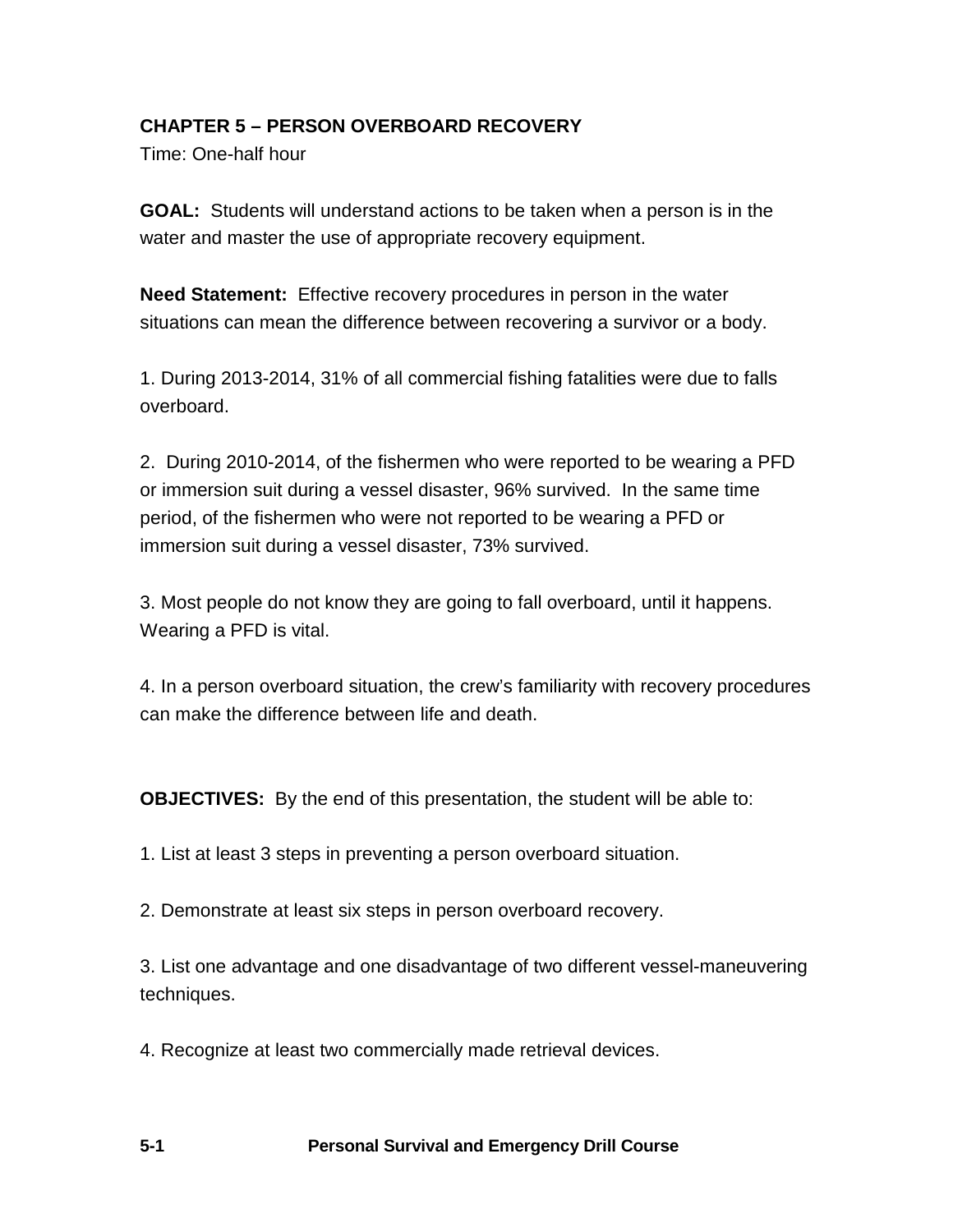## CHAPTER 5 – PERSON OVERBOARD RECOVERY

Time: One-half hour

**GOAL:** Students will understand actions to be taken when a person is in the water and master the use of appropriate recovery equipment.

**Need Statement:** Effective recovery procedures in person in the water situations can mean the difference between recovering a survivor or a body.

1. During 2013-2014, 31% of all commercial fishing fatalities were due to falls overboard.

2. During 2010-2014, of the fishermen who were reported to be wearing a PFD or immersion suit during a vessel disaster, 96% survived. In the same time period, of the fishermen who were not reported to be wearing a PFD or immersion suit during a vessel disaster, 73% survived.

3. Most people do not know they are going to fall overboard, until it happens. Wearing a PFD is vital.

4. In a person overboard situation, the crew's familiarity with recovery procedures can make the difference between life and death.

**OBJECTIVES:** By the end of this presentation, the student will be able to:

1. List at least 3 steps in preventing a person overboard situation.

2. Demonstrate at least six steps in person overboard recovery.

3. List one advantage and one disadvantage of two different vessel-maneuvering techniques.

4. Recognize at least two commercially made retrieval devices.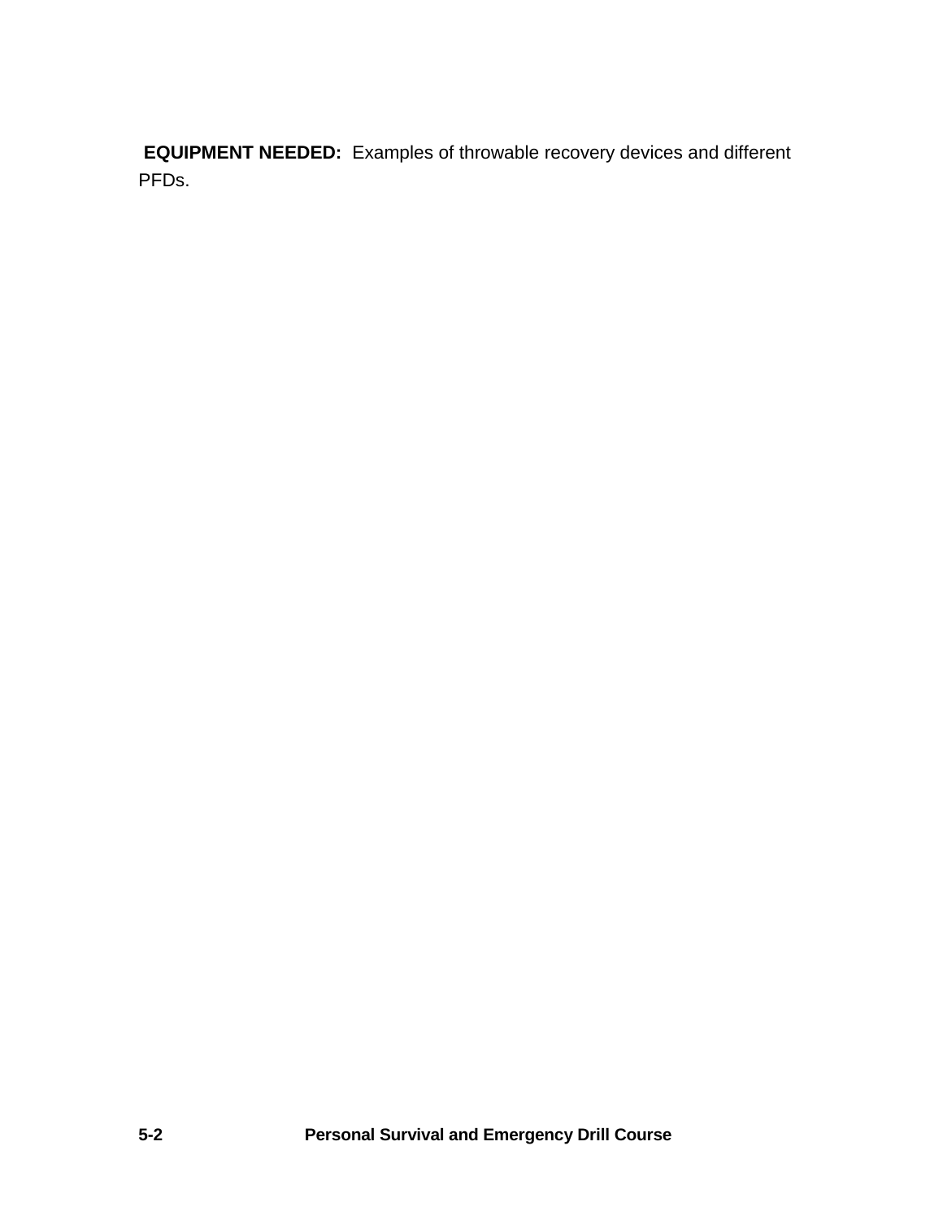**EQUIPMENT NEEDED:** Examples of throwable recovery devices and different PFDs.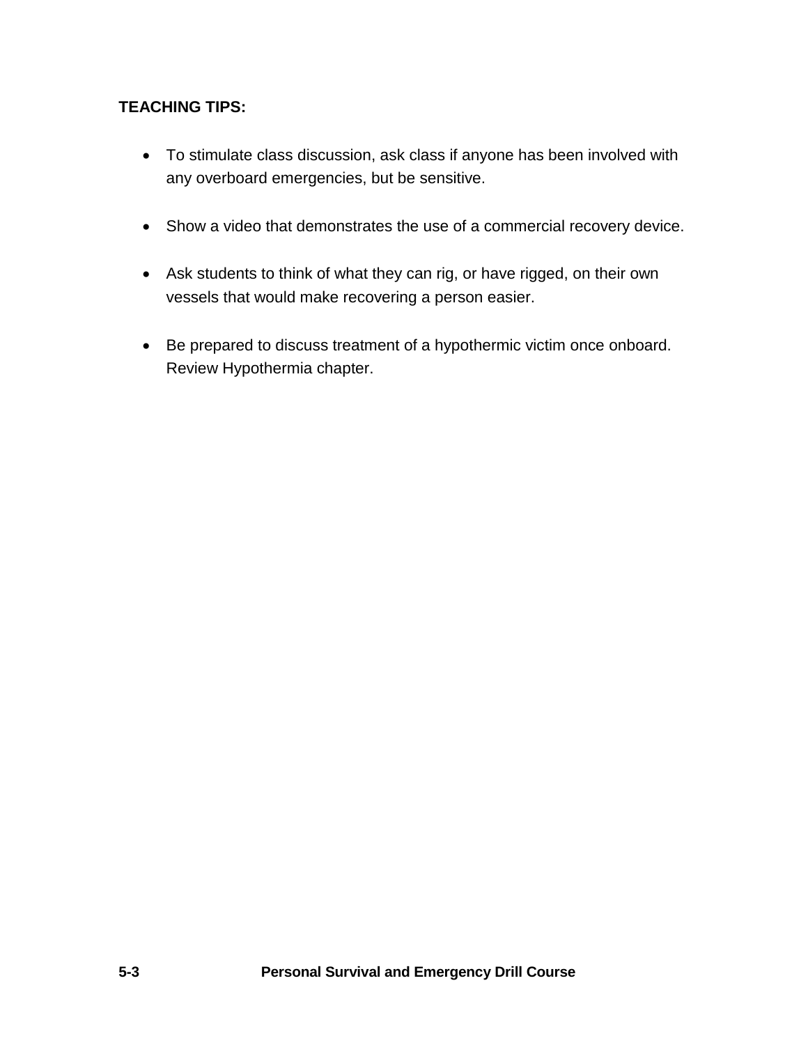**TEACHING TIPS:**

- To stimulate class discussion, ask class if anyone has been involved with any overboard emergencies, but be sensitive.
- Show a video that demonstrates the use of a commercial recovery device.
- Ask students to think of what they can rig, or have rigged, on their own vessels that would make recovering a person easier.
- Be prepared to discuss treatment of a hypothermic victim once onboard. Review Hypothermia chapter.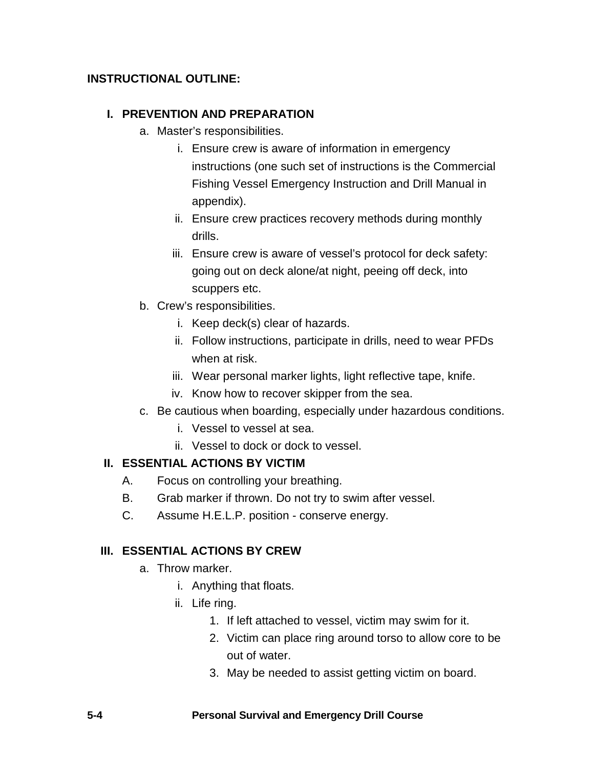**INSTRUCTIONAL OUTLINE:**

**I. PREVENTION AND PREPARATION**

a. Master's responsibilities.

   i. Ensure crew is aware of information in emergency instructions (one such set of instructions is the Commercial Fishing Vessel Emergency Instruction and Drill Manual in appendix).

   ii. Ensure crew practices recovery methods during monthly drills.

   iii. Ensure crew is aware of vessel's protocol for deck safety: going out on deck alone/at night, peeing off deck, into scuppers etc.

b. Crew's responsibilities.

   i. Keep deck(s) clear of hazards.

   ii. Follow instructions, participate in drills, need to wear PFDs when at risk.

   iii. Wear personal marker lights, light reflective tape, knife.

   iv. Know how to recover skipper from the sea.

c. Be cautious when boarding, especially under hazardous conditions.

   i. Vessel to vessel at sea.

   ii. Vessel to dock or dock to vessel.

**II. ESSENTIAL ACTIONS BY VICTIM**

A. Focus on controlling your breathing.

B. Grab marker if thrown. Do not try to swim after vessel.

C. Assume H.E.L.P. position - conserve energy.

**III. ESSENTIAL ACTIONS BY CREW**

a. Throw marker.

   i. Anything that floats.

   ii. Life ring.

      1. If left attached to vessel, victim may swim for it.
      2. Victim can place ring around torso to allow core to be out of water.
      3. May be needed to assist getting victim on board.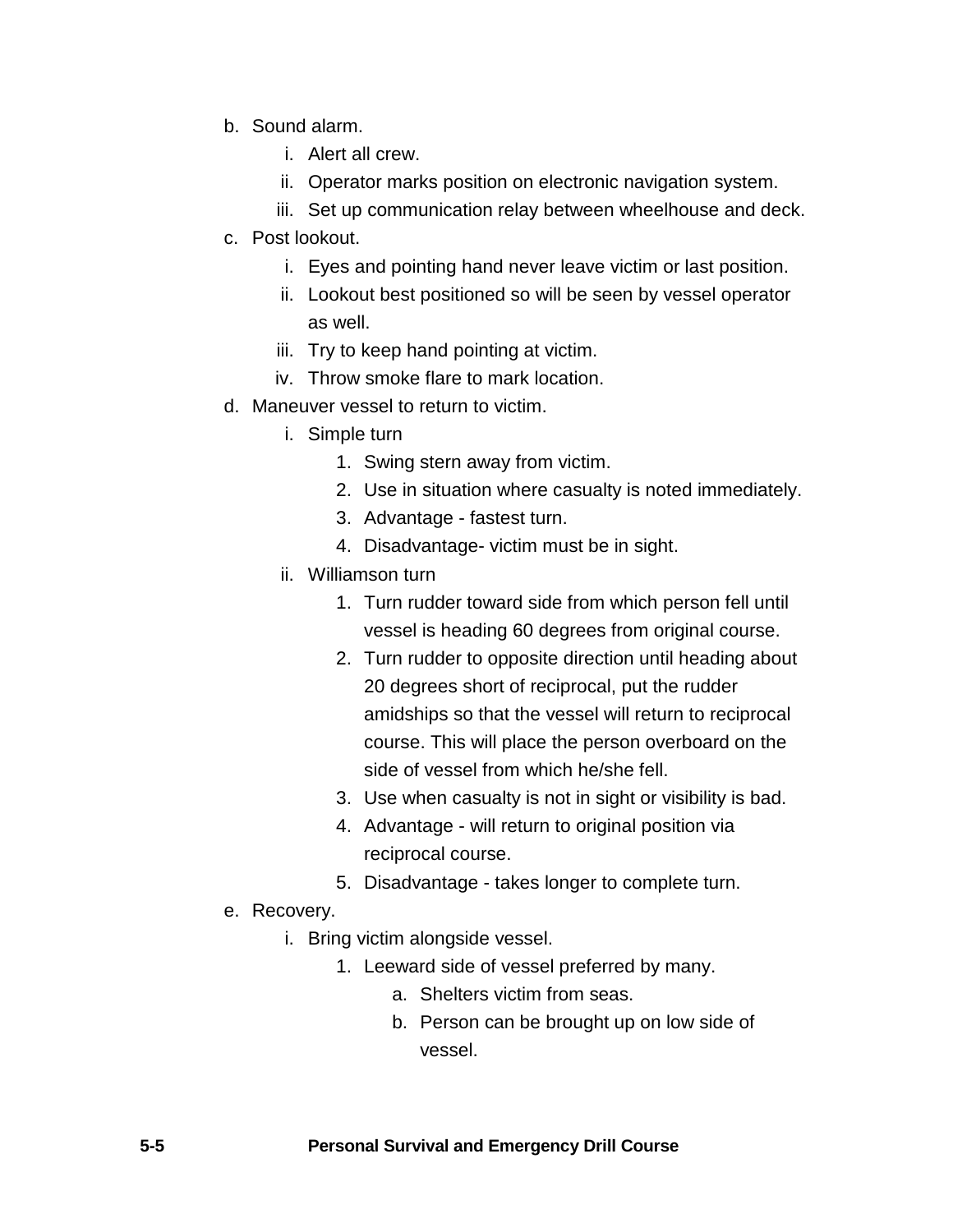b. Sound alarm.
    i. Alert all crew.
    ii. Operator marks position on electronic navigation system.
    iii. Set up communication relay between wheelhouse and deck.

c. Post lookout.
    i. Eyes and pointing hand never leave victim or last position.
    ii. Lookout best positioned so will be seen by vessel operator as well.
    iii. Try to keep hand pointing at victim.
    iv. Throw smoke flare to mark location.

d. Maneuver vessel to return to victim.
    i. Simple turn
        1. Swing stern away from victim.
        2. Use in situation where casualty is noted immediately.
        3. Advantage - fastest turn.
        4. Disadvantage- victim must be in sight.
    ii. Williamson turn
        1. Turn rudder toward side from which person fell until vessel is heading 60 degrees from original course.
        2. Turn rudder to opposite direction until heading about 20 degrees short of reciprocal, put the rudder amidships so that the vessel will return to reciprocal course. This will place the person overboard on the side of vessel from which he/she fell.
        3. Use when casualty is not in sight or visibility is bad.
        4. Advantage - will return to original position via reciprocal course.
        5. Disadvantage - takes longer to complete turn.

e. Recovery.
    i. Bring victim alongside vessel.
        1. Leeward side of vessel preferred by many.
            a. Shelters victim from seas.
            b. Person can be brought up on low side of vessel.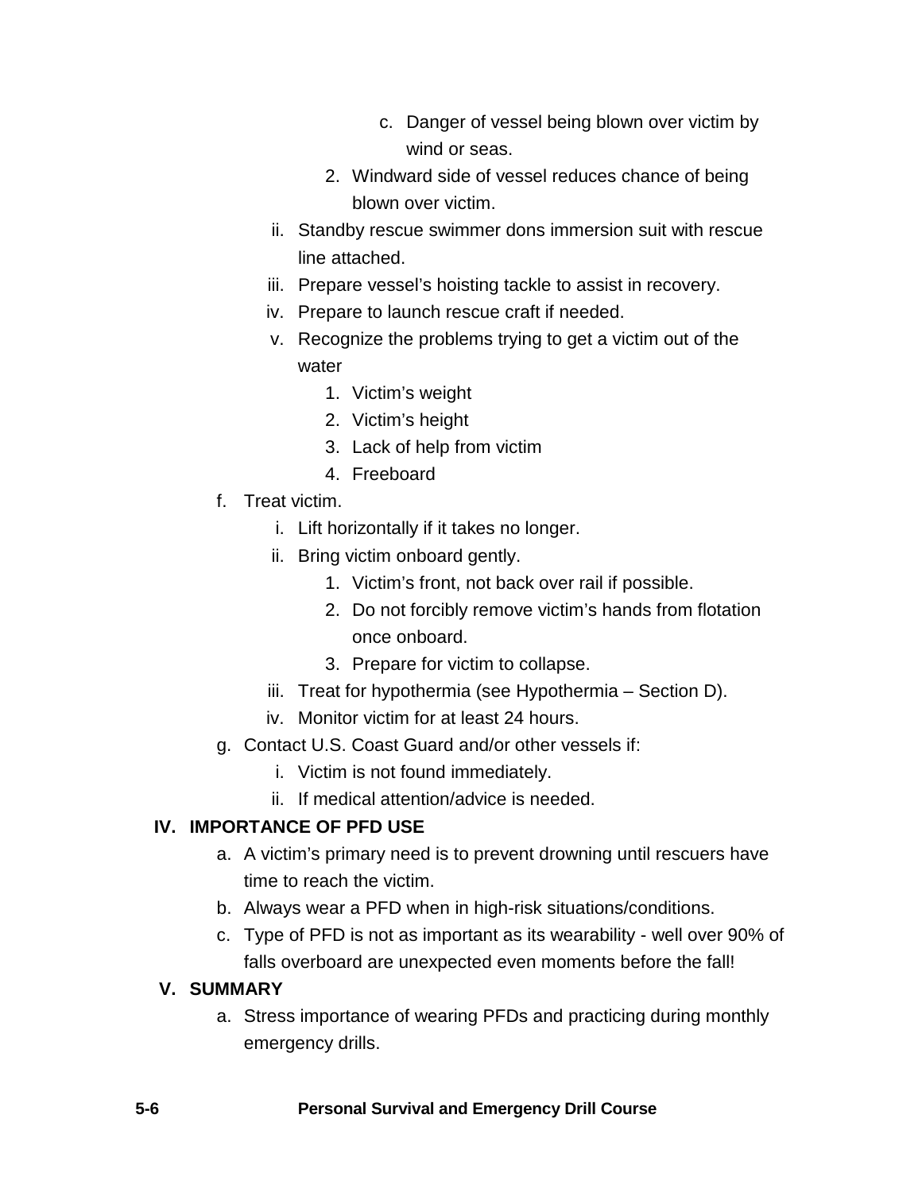c. Danger of vessel being blown over victim by wind or seas.
        2. Windward side of vessel reduces chance of being blown over victim.
    ii. Standby rescue swimmer dons immersion suit with rescue line attached.
    iii. Prepare vessel's hoisting tackle to assist in recovery.
    iv. Prepare to launch rescue craft if needed.
    v. Recognize the problems trying to get a victim out of the water
        1. Victim's weight
        2. Victim's height
        3. Lack of help from victim
        4. Freeboard

f. Treat victim.
    i. Lift horizontally if it takes no longer.
    ii. Bring victim onboard gently.
        1. Victim's front, not back over rail if possible.
        2. Do not forcibly remove victim's hands from flotation once onboard.
        3. Prepare for victim to collapse.
    iii. Treat for hypothermia (see Hypothermia – Section D).
    iv. Monitor victim for at least 24 hours.

g. Contact U.S. Coast Guard and/or other vessels if:
    i. Victim is not found immediately.
    ii. If medical attention/advice is needed.

## IV. IMPORTANCE OF PFD USE

a. A victim's primary need is to prevent drowning until rescuers have time to reach the victim.

b. Always wear a PFD when in high-risk situations/conditions.

c. Type of PFD is not as important as its wearability - well over 90% of falls overboard are unexpected even moments before the fall!

## V. SUMMARY

a. Stress importance of wearing PFDs and practicing during monthly emergency drills.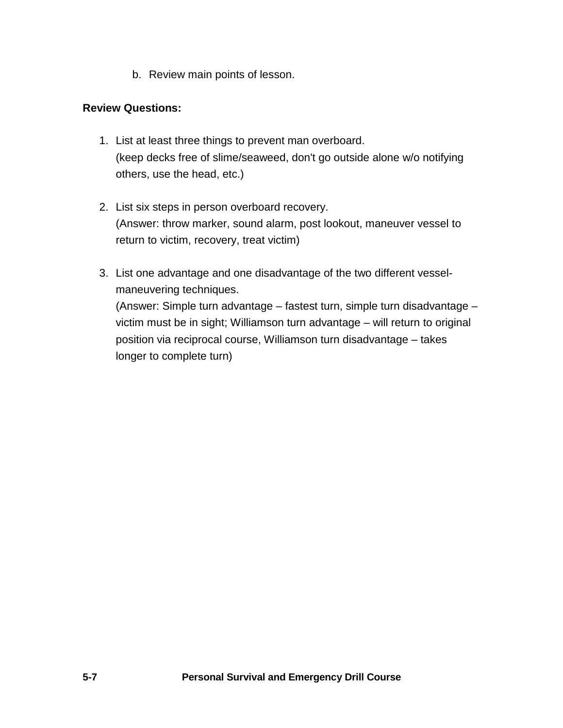b. Review main points of lesson.

**Review Questions:**

1. List at least three things to prevent man overboard.
   (keep decks free of slime/seaweed, don't go outside alone w/o notifying others, use the head, etc.)

2. List six steps in person overboard recovery.
   (Answer: throw marker, sound alarm, post lookout, maneuver vessel to return to victim, recovery, treat victim)

3. List one advantage and one disadvantage of the two different vessel-maneuvering techniques.
   (Answer: Simple turn advantage – fastest turn, simple turn disadvantage – victim must be in sight; Williamson turn advantage – will return to original position via reciprocal course, Williamson turn disadvantage – takes longer to complete turn)